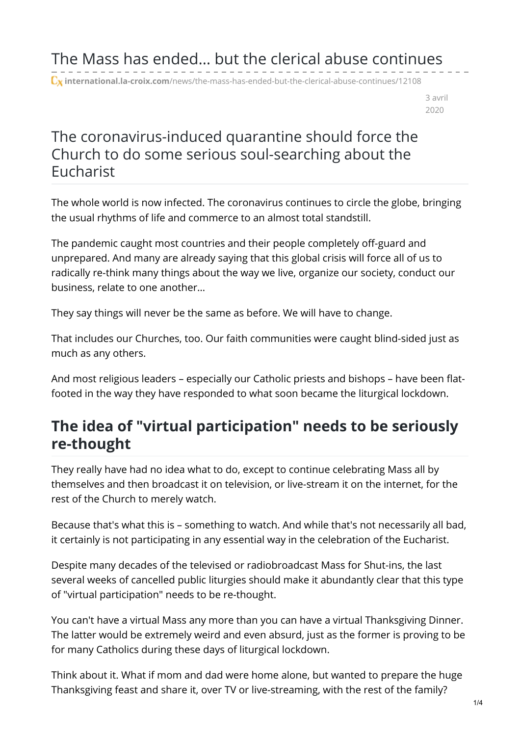# The Mass has ended... but the clerical abuse continues

international.la-croix.com/news/the-mass-has-ended-but-the-clerical-abuse-continues/12108

3 avril 2020

## The coronavirus-induced quarantine should force the Church to do some serious soul-searching about the Eucharist

The whole world is now infected. The coronavirus continues to circle the globe, bringing the usual rhythms of life and commerce to an almost total standstill.

The pandemic caught most countries and their people completely off-guard and unprepared. And many are already saying that this global crisis will force all of us to radically re-think many things about the way we live, organize our society, conduct our business, relate to one another...

They say things will never be the same as before. We will have to change.

That includes our Churches, too. Our faith communities were caught blind-sided just as much as any others.

And most religious leaders – especially our Catholic priests and bishops – have been flat-footed in the way they have responded to what soon became the liturgical lockdown.

## The idea of "virtual participation" needs to be seriously re-thought

They really have had no idea what to do, except to continue celebrating Mass all by themselves and then broadcast it on television, or live-stream it on the internet, for the rest of the Church to merely watch.

Because that's what this is – something to watch. And while that's not necessarily all bad, it certainly is not participating in any essential way in the celebration of the Eucharist.

Despite many decades of the televised or radiobroadcast Mass for Shut-ins, the last several weeks of cancelled public liturgies should make it abundantly clear that this type of "virtual participation" needs to be re-thought.

You can't have a virtual Mass any more than you can have a virtual Thanksgiving Dinner. The latter would be extremely weird and even absurd, just as the former is proving to be for many Catholics during these days of liturgical lockdown.

Think about it. What if mom and dad were home alone, but wanted to prepare the huge Thanksgiving feast and share it, over TV or live-streaming, with the rest of the family?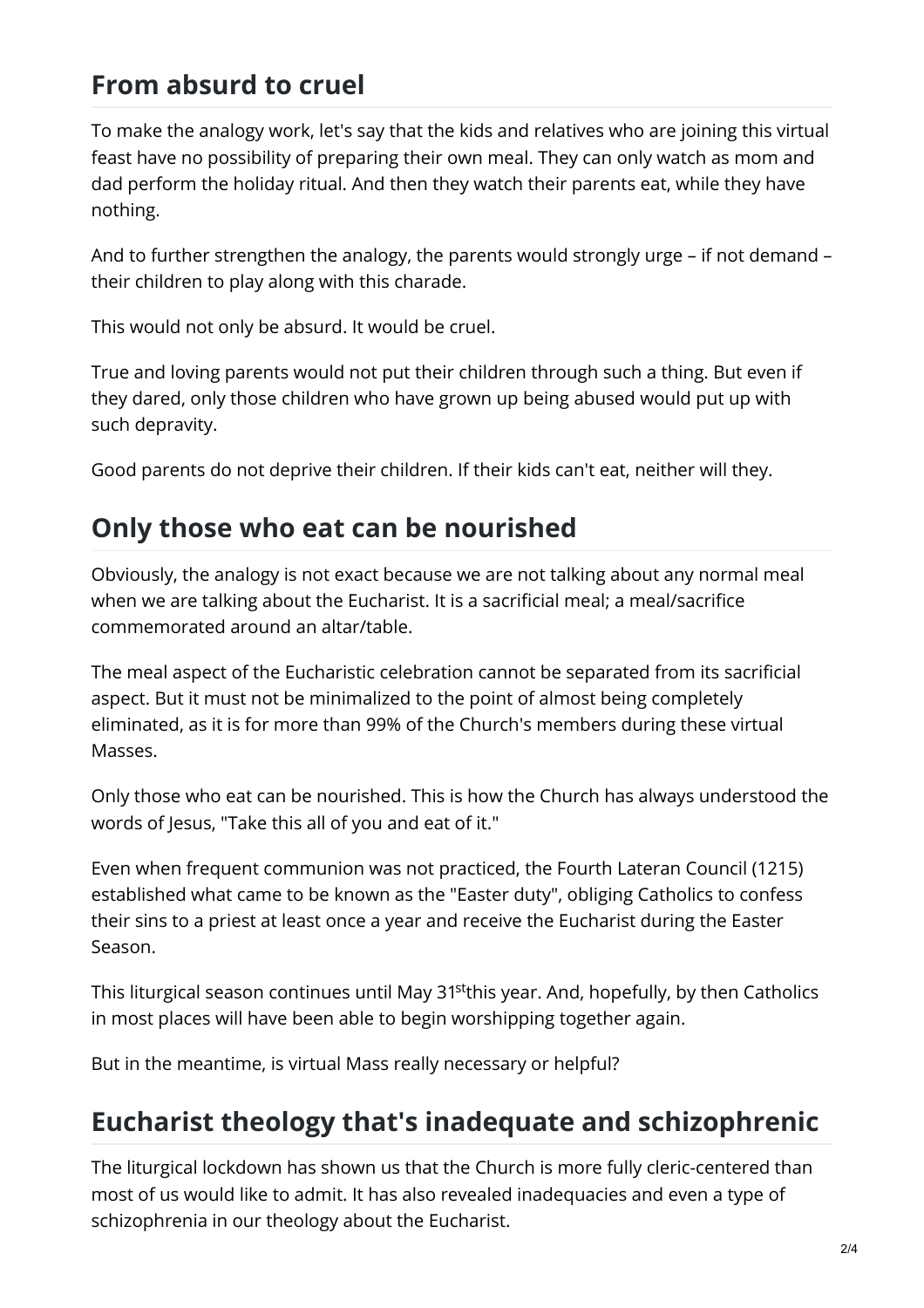## From absurd to cruel

To make the analogy work, let's say that the kids and relatives who are joining this virtual feast have no possibility of preparing their own meal. They can only watch as mom and dad perform the holiday ritual. And then they watch their parents eat, while they have nothing.

And to further strengthen the analogy, the parents would strongly urge – if not demand – their children to play along with this charade.

This would not only be absurd. It would be cruel.

True and loving parents would not put their children through such a thing. But even if they dared, only those children who have grown up being abused would put up with such depravity.

Good parents do not deprive their children. If their kids can't eat, neither will they.

## Only those who eat can be nourished

Obviously, the analogy is not exact because we are not talking about any normal meal when we are talking about the Eucharist. It is a sacrificial meal; a meal/sacrifice commemorated around an altar/table.

The meal aspect of the Eucharistic celebration cannot be separated from its sacrificial aspect. But it must not be minimalized to the point of almost being completely eliminated, as it is for more than 99% of the Church's members during these virtual Masses.

Only those who eat can be nourished. This is how the Church has always understood the words of Jesus, "Take this all of you and eat of it."

Even when frequent communion was not practiced, the Fourth Lateran Council (1215) established what came to be known as the "Easter duty", obliging Catholics to confess their sins to a priest at least once a year and receive the Eucharist during the Easter Season.

This liturgical season continues until May 31st this year. And, hopefully, by then Catholics in most places will have been able to begin worshipping together again.

But in the meantime, is virtual Mass really necessary or helpful?

## Eucharist theology that's inadequate and schizophrenic

The liturgical lockdown has shown us that the Church is more fully cleric-centered than most of us would like to admit. It has also revealed inadequacies and even a type of schizophrenia in our theology about the Eucharist.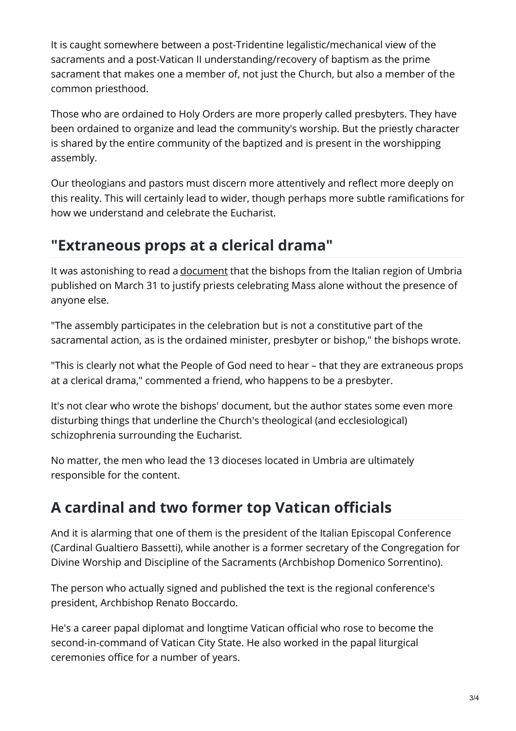It is caught somewhere between a post-Tridentine legalistic/mechanical view of the sacraments and a post-Vatican II understanding/recovery of baptism as the prime sacrament that makes one a member of, not just the Church, but also a member of the common priesthood.

Those who are ordained to Holy Orders are more properly called presbyters. They have been ordained to organize and lead the community's worship. But the priestly character is shared by the entire community of the baptized and is present in the worshipping assembly.

Our theologians and pastors must discern more attentively and reflect more deeply on this reality. This will certainly lead to wider, though perhaps more subtle ramifications for how we understand and celebrate the Eucharist.

## "Extraneous props at a clerical drama"

It was astonishing to read a document that the bishops from the Italian region of Umbria published on March 31 to justify priests celebrating Mass alone without the presence of anyone else.

"The assembly participates in the celebration but is not a constitutive part of the sacramental action, as is the ordained minister, presbyter or bishop," the bishops wrote.

"This is clearly not what the People of God need to hear – that they are extraneous props at a clerical drama," commented a friend, who happens to be a presbyter.

It's not clear who wrote the bishops' document, but the author states some even more disturbing things that underline the Church's theological (and ecclesiological) schizophrenia surrounding the Eucharist.

No matter, the men who lead the 13 dioceses located in Umbria are ultimately responsible for the content.

## A cardinal and two former top Vatican officials

And it is alarming that one of them is the president of the Italian Episcopal Conference (Cardinal Gualtiero Bassetti), while another is a former secretary of the Congregation for Divine Worship and Discipline of the Sacraments (Archbishop Domenico Sorrentino).

The person who actually signed and published the text is the regional conference's president, Archbishop Renato Boccardo.

He's a career papal diplomat and longtime Vatican official who rose to become the second-in-command of Vatican City State. He also worked in the papal liturgical ceremonies office for a number of years.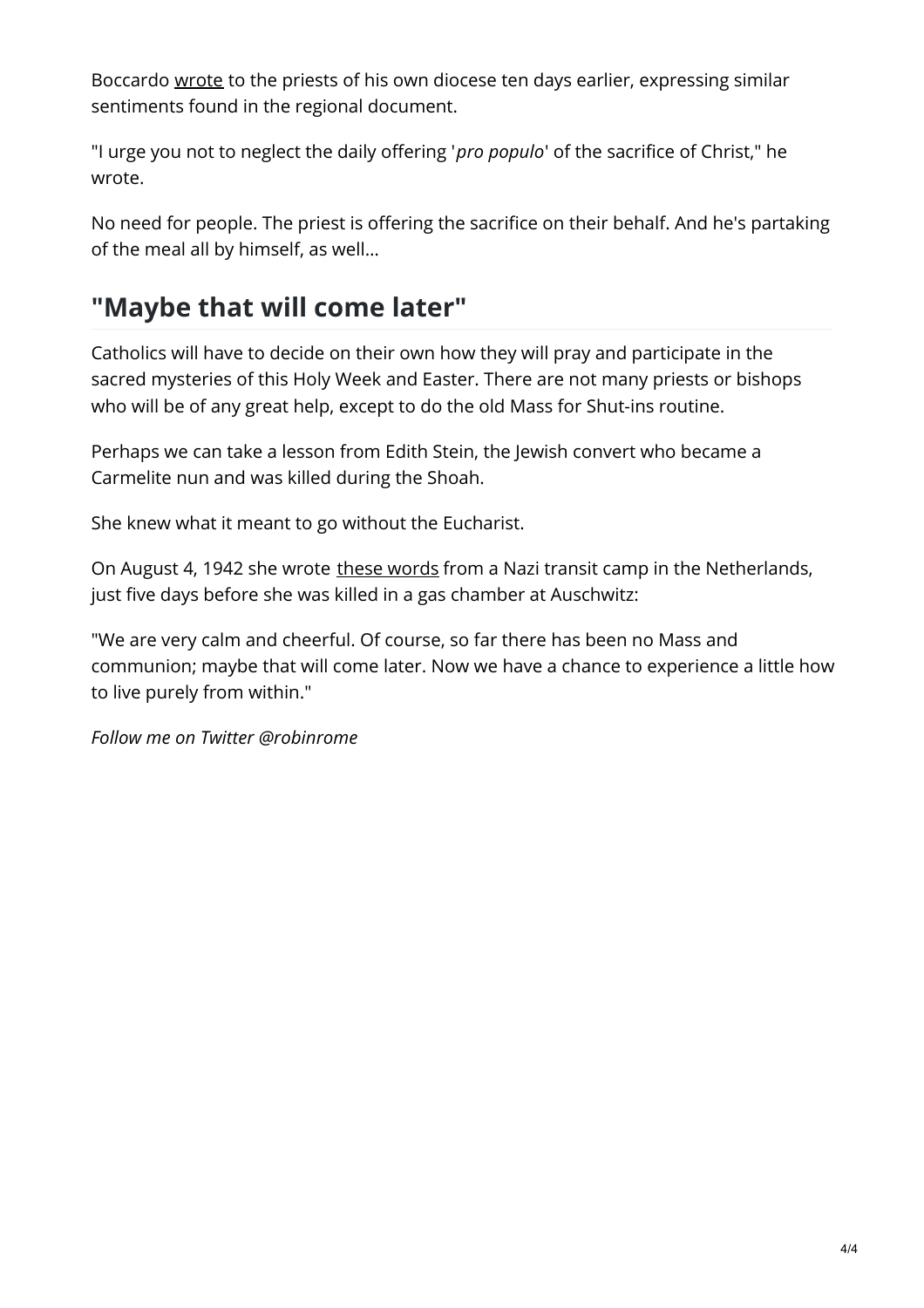Boccardo wrote to the priests of his own diocese ten days earlier, expressing similar sentiments found in the regional document.

"I urge you not to neglect the daily offering '*pro populo*' of the sacrifice of Christ," he wrote.

No need for people. The priest is offering the sacrifice on their behalf. And he's partaking of the meal all by himself, as well...

## "Maybe that will come later"

Catholics will have to decide on their own how they will pray and participate in the sacred mysteries of this Holy Week and Easter. There are not many priests or bishops who will be of any great help, except to do the old Mass for Shut-ins routine.

Perhaps we can take a lesson from Edith Stein, the Jewish convert who became a Carmelite nun and was killed during the Shoah.

She knew what it meant to go without the Eucharist.

On August 4, 1942 she wrote these words from a Nazi transit camp in the Netherlands, just five days before she was killed in a gas chamber at Auschwitz:

"We are very calm and cheerful. Of course, so far there has been no Mass and communion; maybe that will come later. Now we have a chance to experience a little how to live purely from within."

*Follow me on Twitter @robinrome*